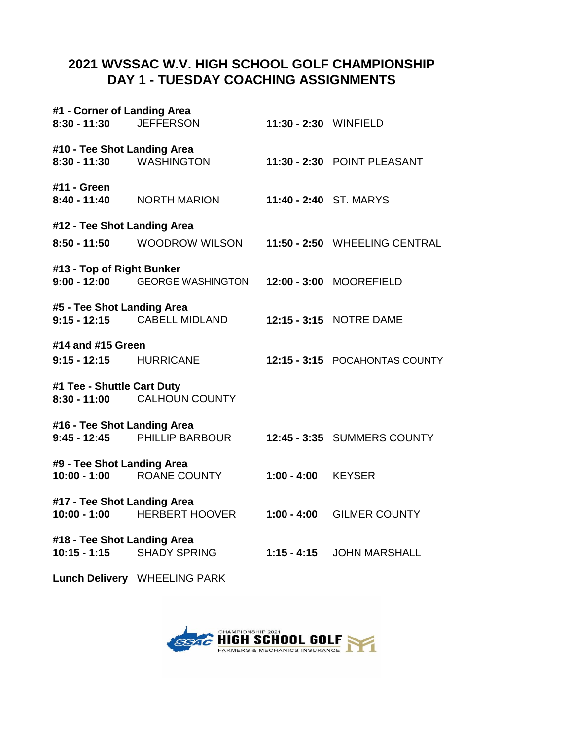# 2021 WVSSAC W.V. HIGH SCHOOL GOLF CHAMPIONSHIP
## DAY 1 - TUESDAY COACHING ASSIGNMENTS

**#1 - Corner of Landing Area**
**8:30 - 11:30** JEFFERSON **11:30 - 2:30** WINFIELD

**#10 - Tee Shot Landing Area**
**8:30 - 11:30** WASHINGTON **11:30 - 2:30** POINT PLEASANT

**#11 - Green**
**8:40 - 11:40** NORTH MARION **11:40 - 2:40** ST. MARYS

**#12 - Tee Shot Landing Area**
**8:50 - 11:50** WOODROW WILSON **11:50 - 2:50** WHEELING CENTRAL

**#13 - Top of Right Bunker**
**9:00 - 12:00** GEORGE WASHINGTON **12:00 - 3:00** MOOREFIELD

**#5 - Tee Shot Landing Area**
**9:15 - 12:15** CABELL MIDLAND **12:15 - 3:15** NOTRE DAME

**#14 and #15 Green**
**9:15 - 12:15** HURRICANE **12:15 - 3:15** POCAHONTAS COUNTY

**#1 Tee - Shuttle Cart Duty**
**8:30 - 11:00** CALHOUN COUNTY

**#16 - Tee Shot Landing Area**
**9:45 - 12:45** PHILLIP BARBOUR **12:45 - 3:35** SUMMERS COUNTY

**#9 - Tee Shot Landing Area**
**10:00 - 1:00** ROANE COUNTY **1:00 - 4:00** KEYSER

**#17 - Tee Shot Landing Area**
**10:00 - 1:00** HERBERT HOOVER **1:00 - 4:00** GILMER COUNTY

**#18 - Tee Shot Landing Area**
**10:15 - 1:15** SHADY SPRING **1:15 - 4:15** JOHN MARSHALL

**Lunch Delivery** WHEELING PARK

SSAC CHAMPIONSHIP 2021 HIGH SCHOOL GOLF FARMERS & MECHANICS INSURANCE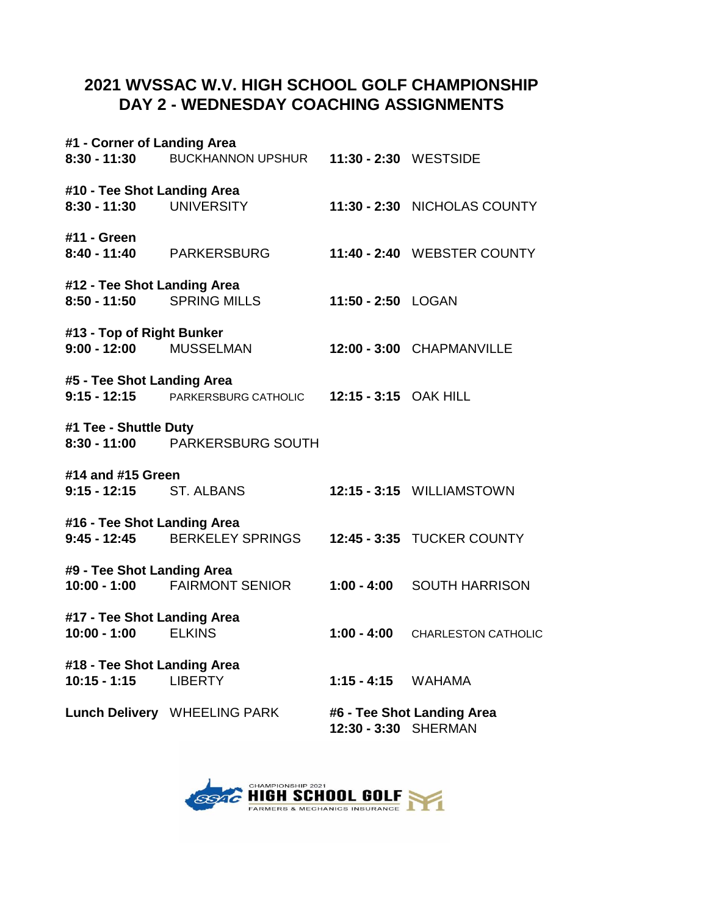# 2021 WVSSAC W.V. HIGH SCHOOL GOLF CHAMPIONSHIP
## DAY 2 - WEDNESDAY COACHING ASSIGNMENTS

**#1 - Corner of Landing Area**
**8:30 - 11:30** BUCKHANNON UPSHUR **11:30 - 2:30** WESTSIDE

**#10 - Tee Shot Landing Area**
**8:30 - 11:30** UNIVERSITY **11:30 - 2:30** NICHOLAS COUNTY

**#11 - Green**
**8:40 - 11:40** PARKERSBURG **11:40 - 2:40** WEBSTER COUNTY

**#12 - Tee Shot Landing Area**
**8:50 - 11:50** SPRING MILLS **11:50 - 2:50** LOGAN

**#13 - Top of Right Bunker**
**9:00 - 12:00** MUSSELMAN **12:00 - 3:00** CHAPMANVILLE

**#5 - Tee Shot Landing Area**
**9:15 - 12:15** PARKERSBURG CATHOLIC **12:15 - 3:15** OAK HILL

**#1 Tee - Shuttle Duty**
**8:30 - 11:00** PARKERSBURG SOUTH

**#14 and #15 Green**
**9:15 - 12:15** ST. ALBANS **12:15 - 3:15** WILLIAMSTOWN

**#16 - Tee Shot Landing Area**
**9:45 - 12:45** BERKELEY SPRINGS **12:45 - 3:35** TUCKER COUNTY

**#9 - Tee Shot Landing Area**
**10:00 - 1:00** FAIRMONT SENIOR **1:00 - 4:00** SOUTH HARRISON

**#17 - Tee Shot Landing Area**
**10:00 - 1:00** ELKINS **1:00 - 4:00** CHARLESTON CATHOLIC

**#18 - Tee Shot Landing Area**
**10:15 - 1:15** LIBERTY **1:15 - 4:15** WAHAMA

**Lunch Delivery** WHEELING PARK

**#6 - Tee Shot Landing Area**
**12:30 - 3:30** SHERMAN

SSAC CHAMPIONSHIP 2021 HIGH SCHOOL GOLF FARMERS & MECHANICS INSURANCE